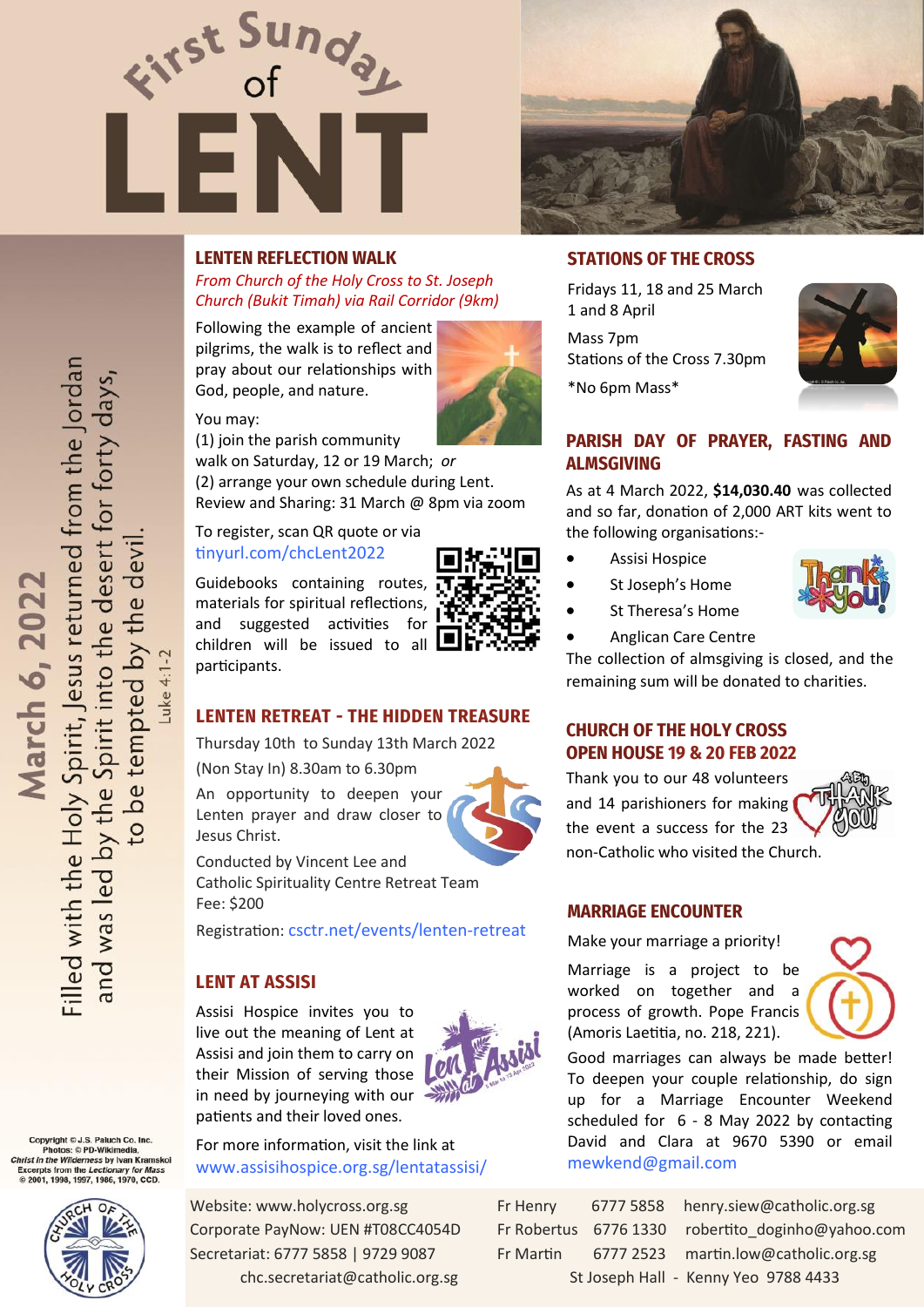# First Sunday of LENT

**March 6, 2022**

Filled with the Holy Spirit, Jesus returned from the Jordan and was led by the Spirit into the desert for forty days, to be tempted by the devil.

Luke 4:1-2

Copyright © J.S. Paluch Co. Inc.
Photos: © PD-Wikimedia,
*Christ in the Wilderness* by Ivan Kramskoi
Excerpts from the *Lectionary for Mass*
© 2001, 1998, 1997, 1986, 1970, CCD.

## LENTEN REFLECTION WALK

*From Church of the Holy Cross to St. Joseph Church (Bukit Timah) via Rail Corridor (9km)*

Following the example of ancient pilgrims, the walk is to reflect and pray about our relationships with God, people, and nature.

You may:
(1) join the parish community walk on Saturday, 12 or 19 March; *or*
(2) arrange your own schedule during Lent.
Review and Sharing: 31 March @ 8pm via zoom

To register, scan QR quote or via tinyurl.com/chcLent2022

Guidebooks containing routes, materials for spiritual reflections, and suggested activities for children will be issued to all participants.

## LENTEN RETREAT - THE HIDDEN TREASURE

Thursday 10th to Sunday 13th March 2022

(Non Stay In) 8.30am to 6.30pm

An opportunity to deepen your Lenten prayer and draw closer to Jesus Christ.

Conducted by Vincent Lee and Catholic Spirituality Centre Retreat Team
Fee: $200

Registration: csctr.net/events/lenten-retreat

## LENT AT ASSISI

Assisi Hospice invites you to live out the meaning of Lent at Assisi and join them to carry on their Mission of serving those in need by journeying with our patients and their loved ones.

For more information, visit the link at www.assisihospice.org.sg/lentatassisi/

## STATIONS OF THE CROSS

Fridays 11, 18 and 25 March
1 and 8 April

Mass 7pm
Stations of the Cross 7.30pm

*No 6pm Mass*

## PARISH DAY OF PRAYER, FASTING AND ALMSGIVING

As at 4 March 2022, **$14,030.40** was collected and so far, donation of 2,000 ART kits went to the following organisations:-

- Assisi Hospice
- St Joseph's Home
- St Theresa's Home
- Anglican Care Centre

The collection of almsgiving is closed, and the remaining sum will be donated to charities.

## CHURCH OF THE HOLY CROSS OPEN HOUSE 19 & 20 FEB 2022

Thank you to our 48 volunteers and 14 parishioners for making the event a success for the 23 non-Catholic who visited the Church.

## MARRIAGE ENCOUNTER

Make your marriage a priority!

Marriage is a project to be worked on together and a process of growth. Pope Francis (Amoris Laetitia, no. 218, 221).

Good marriages can always be made better! To deepen your couple relationship, do sign up for a Marriage Encounter Weekend scheduled for 6 - 8 May 2022 by contacting David and Clara at 9670 5390 or email mewkend@gmail.com

Website: www.holycross.org.sg
Corporate PayNow: UEN #T08CC4054D
Secretariat: 6777 5858 | 9729 9087
chc.secretariat@catholic.org.sg

| | | |
|---|---|---|
| Fr Henry | 6777 5858 | henry.siew@catholic.org.sg |
| Fr Robertus | 6776 1330 | robertito_doginho@yahoo.com |
| Fr Martin | 6777 2523 | martin.low@catholic.org.sg |

St Joseph Hall - Kenny Yeo 9788 4433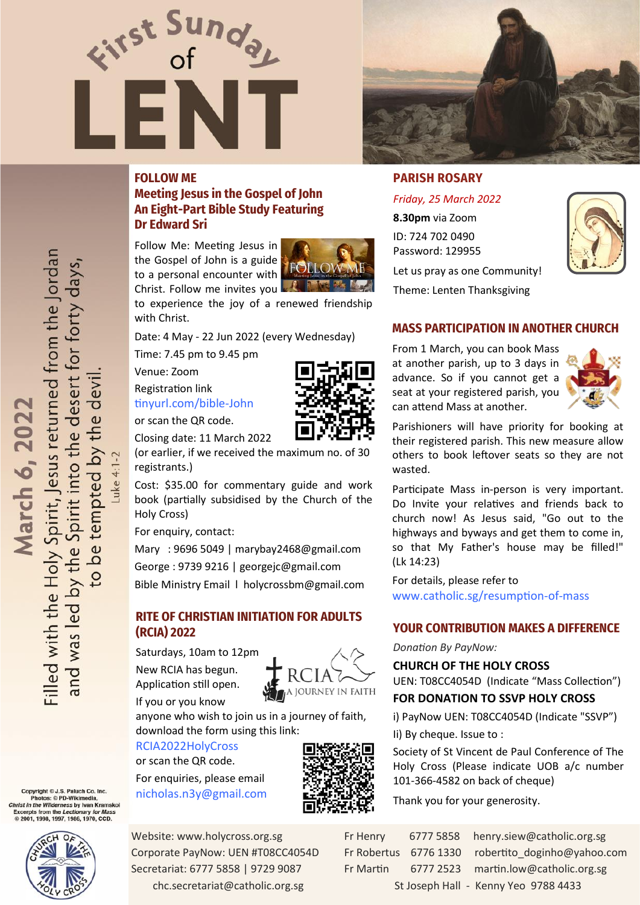# First Sunday of LENT

March 6, 2022

Filled with the Holy Spirit, Jesus returned from the Jordan and was led by the Spirit into the desert for forty days, to be tempted by the devil.

Luke 4:1-2

Copyright © J.S. Paluch Co. Inc.
Photos: © PD-Wikimedia,
*Christ in the Wilderness* by Ivan Kramskoi
Excerpts from the *Lectionary for Mass*
© 2001, 1998, 1997, 1986, 1970, CCD.

## FOLLOW ME

### Meeting Jesus in the Gospel of John
### An Eight-Part Bible Study Featuring Dr Edward Sri

Follow Me: Meeting Jesus in the Gospel of John is a guide to a personal encounter with Christ. Follow me invites you to experience the joy of a renewed friendship with Christ.

Date: 4 May - 22 Jun 2022 (every Wednesday)

Time: 7.45 pm to 9.45 pm

Venue: Zoom

Registration link
tinyurl.com/bible-John
or scan the QR code.

Closing date: 11 March 2022
(or earlier, if we received the maximum no. of 30 registrants.)

Cost: $35.00 for commentary guide and work book (partially subsidised by the Church of the Holy Cross)

For enquiry, contact:

Mary : 9696 5049 | marybay2468@gmail.com

George : 9739 9216 | georgejc@gmail.com

Bible Ministry Email I holycrossbm@gmail.com

## RITE OF CHRISTIAN INITIATION FOR ADULTS (RCIA) 2022

Saturdays, 10am to 12pm

New RCIA has begun.
Application still open.

If you or you know anyone who wish to join us in a journey of faith, download the form using this link:

RCIA2022HolyCross
or scan the QR code.

For enquiries, please email
nicholas.n3y@gmail.com

## PARISH ROSARY

*Friday, 25 March 2022*

**8.30pm** via Zoom

ID: 724 702 0490

Password: 129955

Let us pray as one Community!

Theme: Lenten Thanksgiving

## MASS PARTICIPATION IN ANOTHER CHURCH

From 1 March, you can book Mass at another parish, up to 3 days in advance. So if you cannot get a seat at your registered parish, you can attend Mass at another.

Parishioners will have priority for booking at their registered parish. This new measure allow others to book leftover seats so they are not wasted.

Participate Mass in-person is very important. Do Invite your relatives and friends back to church now! As Jesus said, "Go out to the highways and byways and get them to come in, so that My Father's house may be filled!" (Lk 14:23)

For details, please refer to
www.catholic.sg/resumption-of-mass

## YOUR CONTRIBUTION MAKES A DIFFERENCE

*Donation By PayNow:*

**CHURCH OF THE HOLY CROSS**

UEN: T08CC4054D (Indicate "Mass Collection")

**FOR DONATION TO SSVP HOLY CROSS**

i) PayNow UEN: T08CC4054D (Indicate "SSVP")

Ii) By cheque. Issue to :

Society of St Vincent de Paul Conference of The Holy Cross (Please indicate UOB a/c number 101-366-4582 on back of cheque)

Thank you for your generosity.

---

Website: www.holycross.org.sg
Corporate PayNow: UEN #T08CC4054D
Secretariat: 6777 5858 | 9729 9087
chc.secretariat@catholic.org.sg

| | | |
|---|---|---|
| Fr Henry | 6777 5858 | henry.siew@catholic.org.sg |
| Fr Robertus | 6776 1330 | robertito_doginho@yahoo.com |
| Fr Martin | 6777 2523 | martin.low@catholic.org.sg |

St Joseph Hall - Kenny Yeo 9788 4433